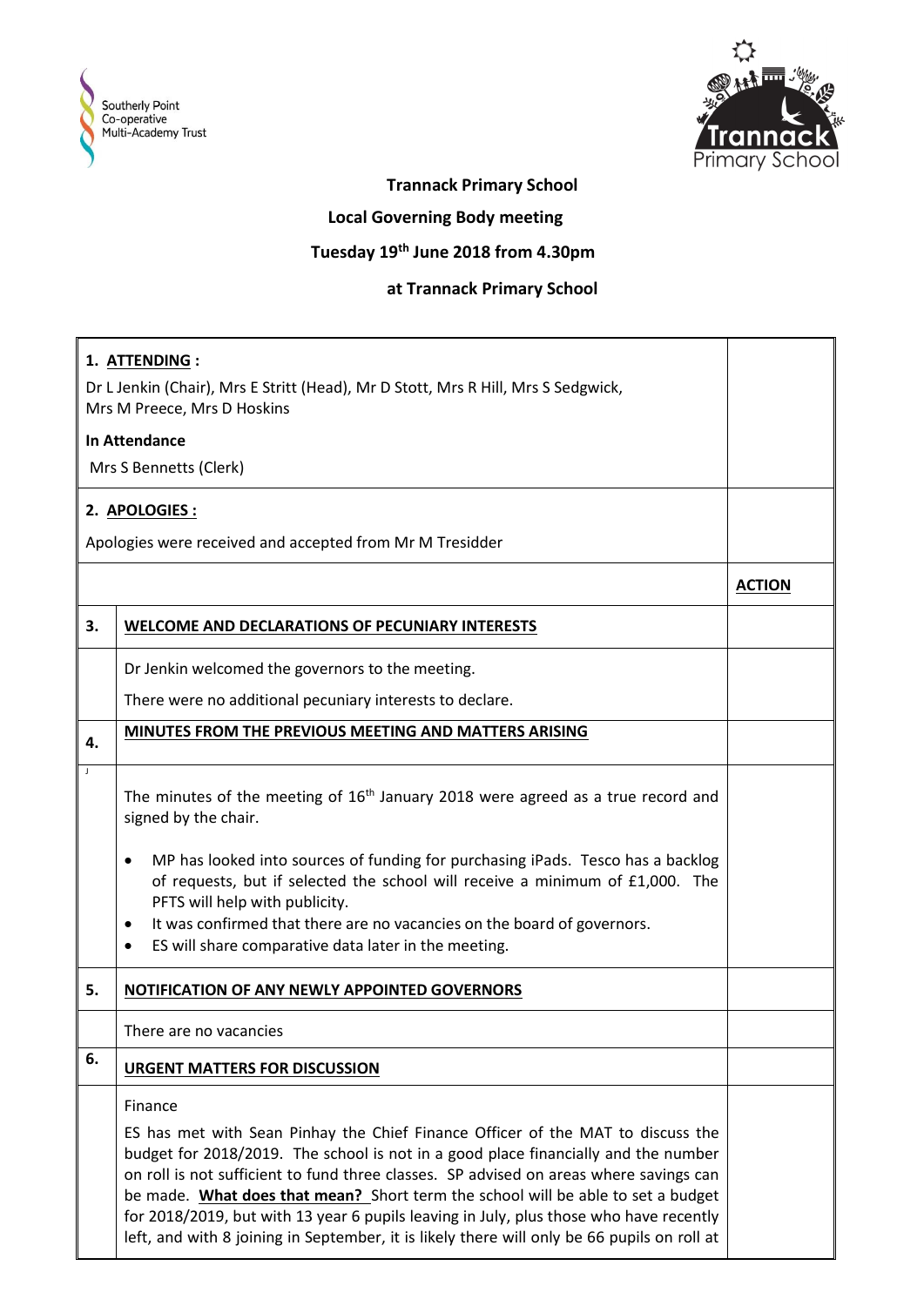**Trannack Primary School**

**Local Governing Body meeting**

**Tuesday 19th June 2018 from 4.30pm**

**at Trannack Primary School**

**1. ATTENDING :**

Dr L Jenkin (Chair), Mrs E Stritt (Head), Mr D Stott, Mrs R Hill, Mrs S Sedgwick, Mrs M Preece, Mrs D Hoskins

**In Attendance**

Mrs S Bennetts (Clerk)

**2. APOLOGIES :**

Apologies were received and accepted from Mr M Tresidder

| | | **ACTION** |
|---|---|---|
| **3.** | **WELCOME AND DECLARATIONS OF PECUNIARY INTERESTS** | |
| | Dr Jenkin welcomed the governors to the meeting.<br>There were no additional pecuniary interests to declare. | |
| **4.** | **MINUTES FROM THE PREVIOUS MEETING AND MATTERS ARISING** | |
| | The minutes of the meeting of 16th January 2018 were agreed as a true record and signed by the chair.<br>• MP has looked into sources of funding for purchasing iPads. Tesco has a backlog of requests, but if selected the school will receive a minimum of £1,000. The PFTS will help with publicity.<br>• It was confirmed that there are no vacancies on the board of governors.<br>• ES will share comparative data later in the meeting. | |
| **5.** | **NOTIFICATION OF ANY NEWLY APPOINTED GOVERNORS** | |
| | There are no vacancies | |
| **6.** | **URGENT MATTERS FOR DISCUSSION** | |
| | Finance<br>ES has met with Sean Pinhay the Chief Finance Officer of the MAT to discuss the budget for 2018/2019. The school is not in a good place financially and the number on roll is not sufficient to fund three classes. SP advised on areas where savings can be made. **What does that mean?** Short term the school will be able to set a budget for 2018/2019, but with 13 year 6 pupils leaving in July, plus those who have recently left, and with 8 joining in September, it is likely there will only be 66 pupils on roll at | |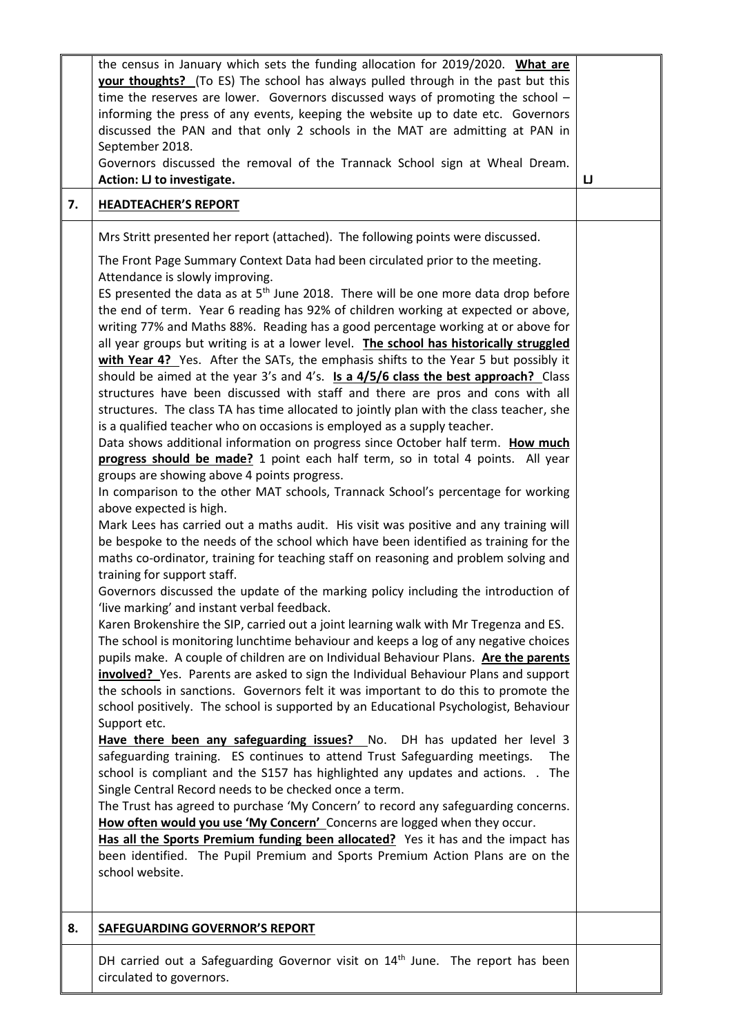| | | |
|---|---|---|
| | the census in January which sets the funding allocation for 2019/2020. **What are your thoughts?** (To ES) The school has always pulled through in the past but this time the reserves are lower. Governors discussed ways of promoting the school – informing the press of any events, keeping the website up to date etc. Governors discussed the PAN and that only 2 schools in the MAT are admitting at PAN in September 2018.<br>Governors discussed the removal of the Trannack School sign at Wheal Dream. **Action: LJ to investigate.** | **LJ** |
| **7.** | **HEADTEACHER'S REPORT** | |
| | Mrs Stritt presented her report (attached). The following points were discussed.<br><br>The Front Page Summary Context Data had been circulated prior to the meeting.<br>Attendance is slowly improving.<br>ES presented the data as at 5th June 2018. There will be one more data drop before the end of term. Year 6 reading has 92% of children working at expected or above, writing 77% and Maths 88%. Reading has a good percentage working at or above for all year groups but writing is at a lower level. **The school has historically struggled with Year 4?** Yes. After the SATs, the emphasis shifts to the Year 5 but possibly it should be aimed at the year 3's and 4's. **Is a 4/5/6 class the best approach?** Class structures have been discussed with staff and there are pros and cons with all structures. The class TA has time allocated to jointly plan with the class teacher, she is a qualified teacher who on occasions is employed as a supply teacher.<br>Data shows additional information on progress since October half term. **How much progress should be made?** 1 point each half term, so in total 4 points. All year groups are showing above 4 points progress.<br>In comparison to the other MAT schools, Trannack School's percentage for working above expected is high.<br>Mark Lees has carried out a maths audit. His visit was positive and any training will be bespoke to the needs of the school which have been identified as training for the maths co-ordinator, training for teaching staff on reasoning and problem solving and training for support staff.<br>Governors discussed the update of the marking policy including the introduction of 'live marking' and instant verbal feedback.<br>Karen Brokenshire the SIP, carried out a joint learning walk with Mr Tregenza and ES.<br>The school is monitoring lunchtime behaviour and keeps a log of any negative choices pupils make. A couple of children are on Individual Behaviour Plans. **Are the parents involved?** Yes. Parents are asked to sign the Individual Behaviour Plans and support the schools in sanctions. Governors felt it was important to do this to promote the school positively. The school is supported by an Educational Psychologist, Behaviour Support etc.<br>**Have there been any safeguarding issues?** No. DH has updated her level 3 safeguarding training. ES continues to attend Trust Safeguarding meetings. The school is compliant and the S157 has highlighted any updates and actions. . The Single Central Record needs to be checked once a term.<br>The Trust has agreed to purchase 'My Concern' to record any safeguarding concerns.<br>**How often would you use 'My Concern'** Concerns are logged when they occur.<br>**Has all the Sports Premium funding been allocated?** Yes it has and the impact has been identified. The Pupil Premium and Sports Premium Action Plans are on the school website. | |
| **8.** | **SAFEGUARDING GOVERNOR'S REPORT** | |
| | DH carried out a Safeguarding Governor visit on 14th June. The report has been circulated to governors. | |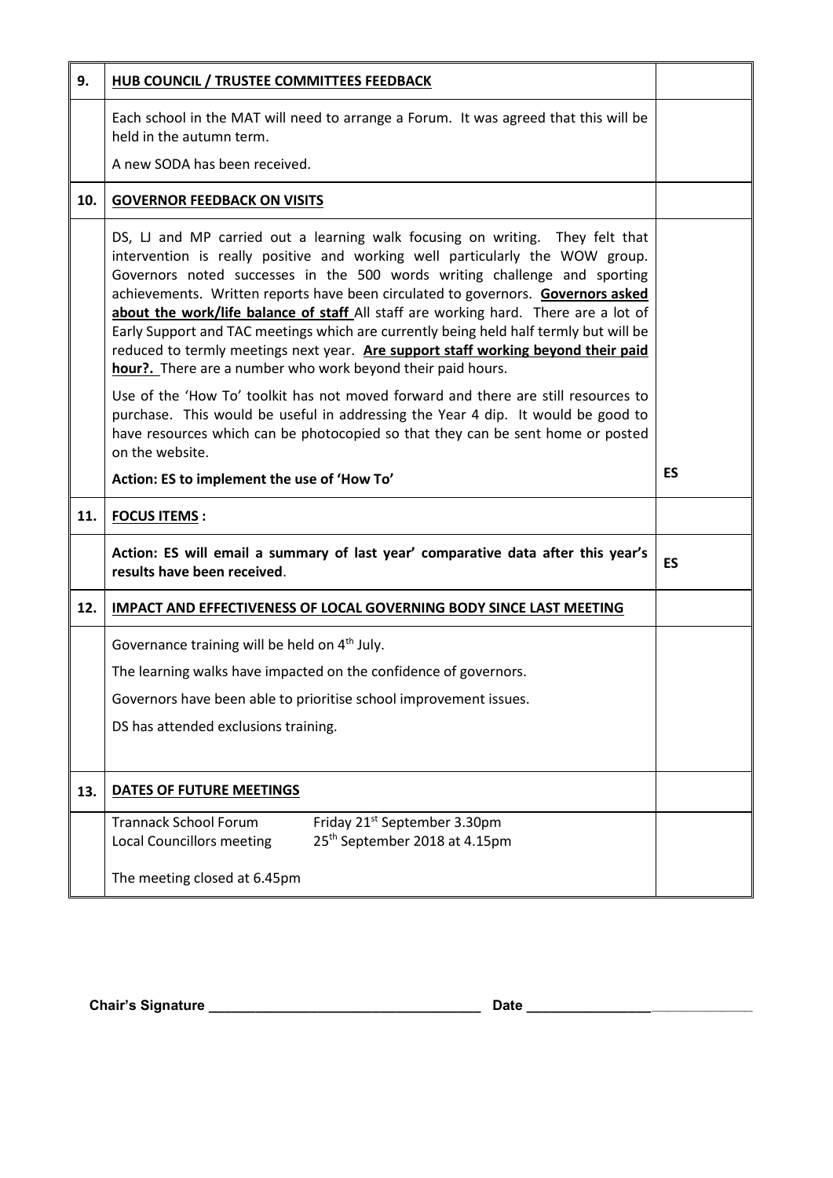| | | |
|---|---|---|
| 9. | **HUB COUNCIL / TRUSTEE COMMITTEES FEEDBACK** | |
| | Each school in the MAT will need to arrange a Forum. It was agreed that this will be held in the autumn term.<br><br>A new SODA has been received. | |
| 10. | **GOVERNOR FEEDBACK ON VISITS** | |
| | DS, LJ and MP carried out a learning walk focusing on writing. They felt that intervention is really positive and working well particularly the WOW group. Governors noted successes in the 500 words writing challenge and sporting achievements. Written reports have been circulated to governors. **Governors asked about the work/life balance of staff** All staff are working hard. There are a lot of Early Support and TAC meetings which are currently being held half termly but will be reduced to termly meetings next year. **Are support staff working beyond their paid hour?.** There are a number who work beyond their paid hours.<br><br>Use of the 'How To' toolkit has not moved forward and there are still resources to purchase. This would be useful in addressing the Year 4 dip. It would be good to have resources which can be photocopied so that they can be sent home or posted on the website.<br><br>**Action: ES to implement the use of 'How To'** | **ES** |
| 11. | **FOCUS ITEMS :** | |
| | **Action: ES will email a summary of last year' comparative data after this year's results have been received**. | **ES** |
| 12. | **IMPACT AND EFFECTIVENESS OF LOCAL GOVERNING BODY SINCE LAST MEETING** | |
| | Governance training will be held on 4th July.<br><br>The learning walks have impacted on the confidence of governors.<br><br>Governors have been able to prioritise school improvement issues.<br><br>DS has attended exclusions training. | |
| 13. | **DATES OF FUTURE MEETINGS** | |
| | Trannack School Forum — Friday 21st September 3.30pm<br>Local Councillors meeting — 25th September 2018 at 4.15pm<br><br>The meeting closed at 6.45pm | |

**Chair's Signature** ________________________________ **Date** ______________________________